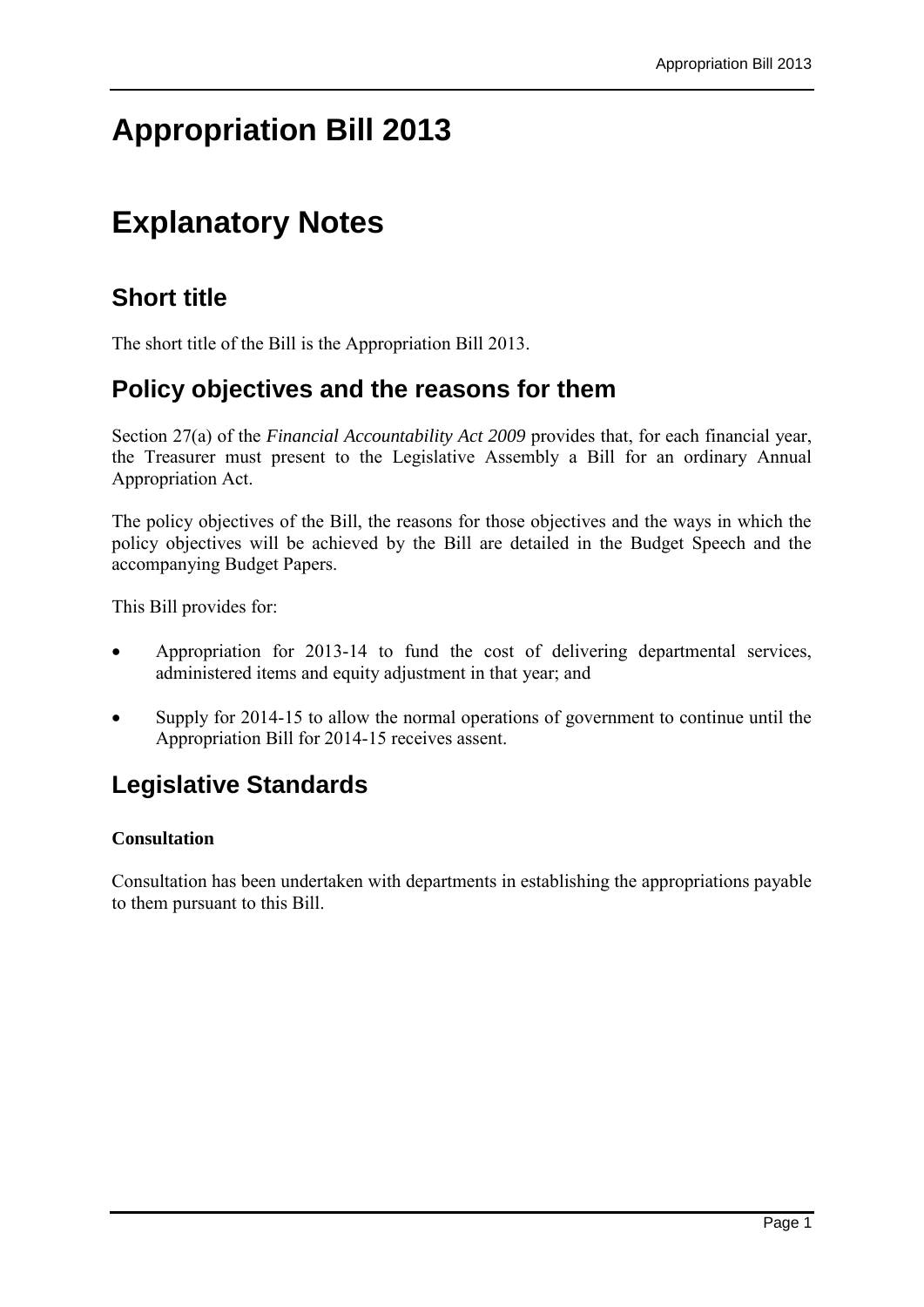# Appropriation Bill 2013

# Explanatory Notes

## Short title

The short title of the Bill is the Appropriation Bill 2013.

## Policy objectives and the reasons for them

Section 27(a) of the *Financial Accountability Act 2009* provides that, for each financial year, the Treasurer must present to the Legislative Assembly a Bill for an ordinary Annual Appropriation Act.

The policy objectives of the Bill, the reasons for those objectives and the ways in which the policy objectives will be achieved by the Bill are detailed in the Budget Speech and the accompanying Budget Papers.

This Bill provides for:

- Appropriation for 2013-14 to fund the cost of delivering departmental services, administered items and equity adjustment in that year; and
- Supply for 2014-15 to allow the normal operations of government to continue until the Appropriation Bill for 2014-15 receives assent.

## Legislative Standards

**Consultation**

Consultation has been undertaken with departments in establishing the appropriations payable to them pursuant to this Bill.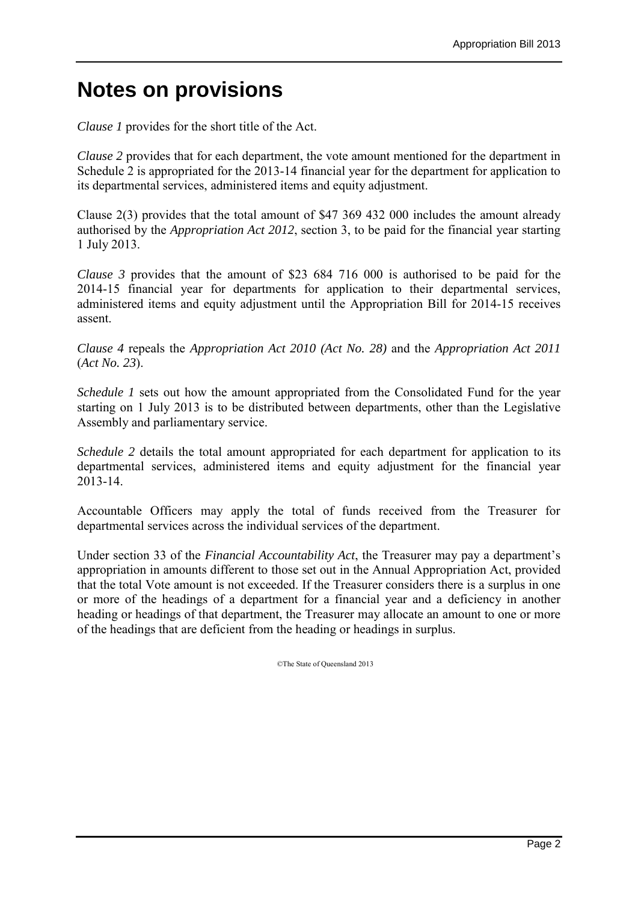# Notes on provisions

*Clause 1* provides for the short title of the Act.

*Clause 2* provides that for each department, the vote amount mentioned for the department in Schedule 2 is appropriated for the 2013-14 financial year for the department for application to its departmental services, administered items and equity adjustment.

Clause 2(3) provides that the total amount of $47 369 432 000 includes the amount already authorised by the *Appropriation Act 2012*, section 3, to be paid for the financial year starting 1 July 2013.

*Clause 3* provides that the amount of $23 684 716 000 is authorised to be paid for the 2014-15 financial year for departments for application to their departmental services, administered items and equity adjustment until the Appropriation Bill for 2014-15 receives assent.

*Clause 4* repeals the *Appropriation Act 2010 (Act No. 28)* and the *Appropriation Act 2011* (*Act No. 23*).

*Schedule 1* sets out how the amount appropriated from the Consolidated Fund for the year starting on 1 July 2013 is to be distributed between departments, other than the Legislative Assembly and parliamentary service.

*Schedule 2* details the total amount appropriated for each department for application to its departmental services, administered items and equity adjustment for the financial year 2013-14.

Accountable Officers may apply the total of funds received from the Treasurer for departmental services across the individual services of the department.

Under section 33 of the *Financial Accountability Act*, the Treasurer may pay a department's appropriation in amounts different to those set out in the Annual Appropriation Act, provided that the total Vote amount is not exceeded. If the Treasurer considers there is a surplus in one or more of the headings of a department for a financial year and a deficiency in another heading or headings of that department, the Treasurer may allocate an amount to one or more of the headings that are deficient from the heading or headings in surplus.

©The State of Queensland 2013